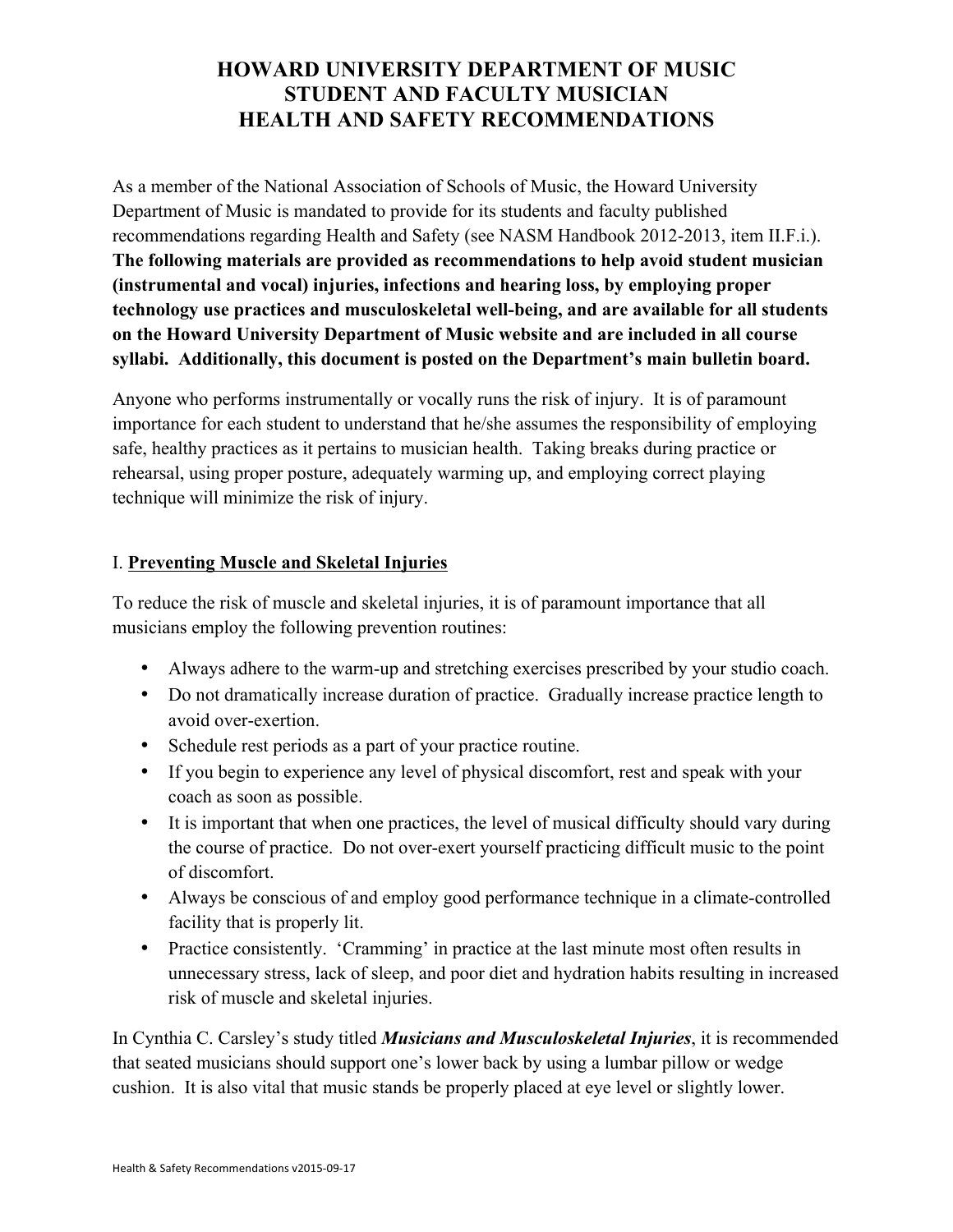# HOWARD UNIVERSITY DEPARTMENT OF MUSIC
# STUDENT AND FACULTY MUSICIAN
# HEALTH AND SAFETY RECOMMENDATIONS

As a member of the National Association of Schools of Music, the Howard University Department of Music is mandated to provide for its students and faculty published recommendations regarding Health and Safety (see NASM Handbook 2012-2013, item II.F.i.). **The following materials are provided as recommendations to help avoid student musician (instrumental and vocal) injuries, infections and hearing loss, by employing proper technology use practices and musculoskeletal well-being, and are available for all students on the Howard University Department of Music website and are included in all course syllabi. Additionally, this document is posted on the Department's main bulletin board.**

Anyone who performs instrumentally or vocally runs the risk of injury. It is of paramount importance for each student to understand that he/she assumes the responsibility of employing safe, healthy practices as it pertains to musician health. Taking breaks during practice or rehearsal, using proper posture, adequately warming up, and employing correct playing technique will minimize the risk of injury.

## I. <u>Preventing Muscle and Skeletal Injuries</u>

To reduce the risk of muscle and skeletal injuries, it is of paramount importance that all musicians employ the following prevention routines:

- Always adhere to the warm-up and stretching exercises prescribed by your studio coach.
- Do not dramatically increase duration of practice. Gradually increase practice length to avoid over-exertion.
- Schedule rest periods as a part of your practice routine.
- If you begin to experience any level of physical discomfort, rest and speak with your coach as soon as possible.
- It is important that when one practices, the level of musical difficulty should vary during the course of practice. Do not over-exert yourself practicing difficult music to the point of discomfort.
- Always be conscious of and employ good performance technique in a climate-controlled facility that is properly lit.
- Practice consistently. 'Cramming' in practice at the last minute most often results in unnecessary stress, lack of sleep, and poor diet and hydration habits resulting in increased risk of muscle and skeletal injuries.

In Cynthia C. Carsley's study titled ***Musicians and Musculoskeletal Injuries***, it is recommended that seated musicians should support one's lower back by using a lumbar pillow or wedge cushion. It is also vital that music stands be properly placed at eye level or slightly lower.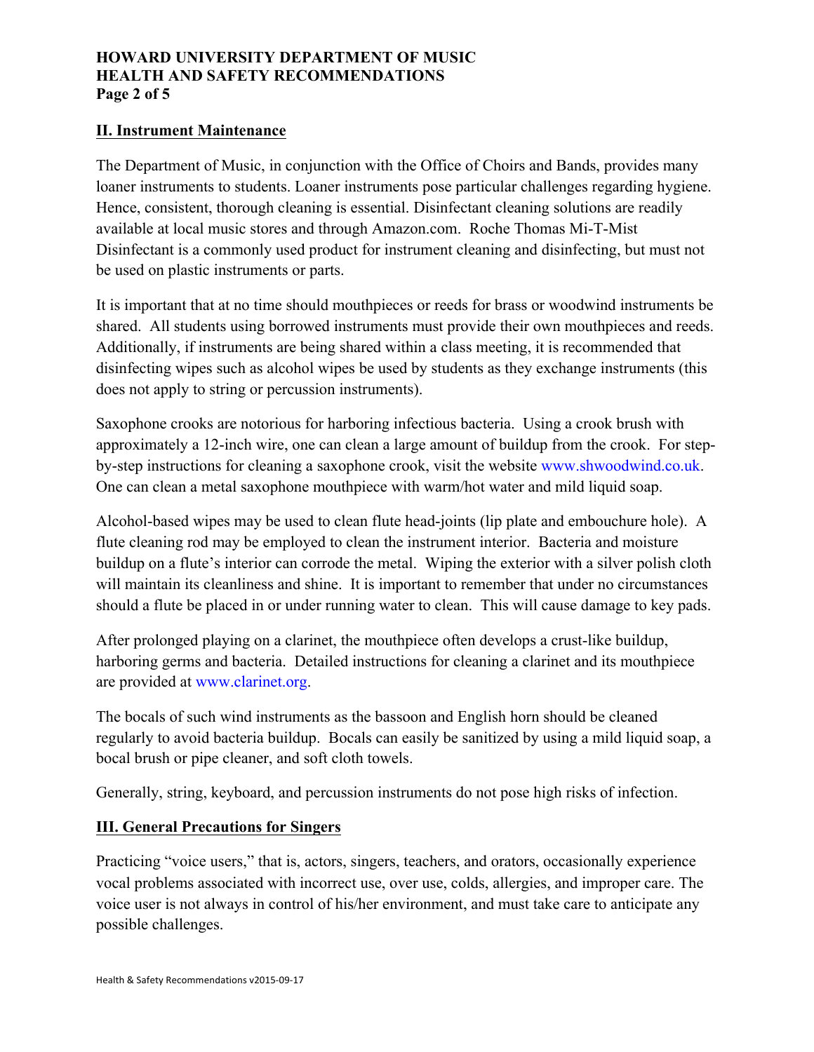## II. Instrument Maintenance

The Department of Music, in conjunction with the Office of Choirs and Bands, provides many loaner instruments to students. Loaner instruments pose particular challenges regarding hygiene. Hence, consistent, thorough cleaning is essential. Disinfectant cleaning solutions are readily available at local music stores and through Amazon.com. Roche Thomas Mi-T-Mist Disinfectant is a commonly used product for instrument cleaning and disinfecting, but must not be used on plastic instruments or parts.

It is important that at no time should mouthpieces or reeds for brass or woodwind instruments be shared. All students using borrowed instruments must provide their own mouthpieces and reeds. Additionally, if instruments are being shared within a class meeting, it is recommended that disinfecting wipes such as alcohol wipes be used by students as they exchange instruments (this does not apply to string or percussion instruments).

Saxophone crooks are notorious for harboring infectious bacteria. Using a crook brush with approximately a 12-inch wire, one can clean a large amount of buildup from the crook. For step-by-step instructions for cleaning a saxophone crook, visit the website www.shwoodwind.co.uk. One can clean a metal saxophone mouthpiece with warm/hot water and mild liquid soap.

Alcohol-based wipes may be used to clean flute head-joints (lip plate and embouchure hole). A flute cleaning rod may be employed to clean the instrument interior. Bacteria and moisture buildup on a flute's interior can corrode the metal. Wiping the exterior with a silver polish cloth will maintain its cleanliness and shine. It is important to remember that under no circumstances should a flute be placed in or under running water to clean. This will cause damage to key pads.

After prolonged playing on a clarinet, the mouthpiece often develops a crust-like buildup, harboring germs and bacteria. Detailed instructions for cleaning a clarinet and its mouthpiece are provided at www.clarinet.org.

The bocals of such wind instruments as the bassoon and English horn should be cleaned regularly to avoid bacteria buildup. Bocals can easily be sanitized by using a mild liquid soap, a bocal brush or pipe cleaner, and soft cloth towels.

Generally, string, keyboard, and percussion instruments do not pose high risks of infection.

## III. General Precautions for Singers

Practicing "voice users," that is, actors, singers, teachers, and orators, occasionally experience vocal problems associated with incorrect use, over use, colds, allergies, and improper care. The voice user is not always in control of his/her environment, and must take care to anticipate any possible challenges.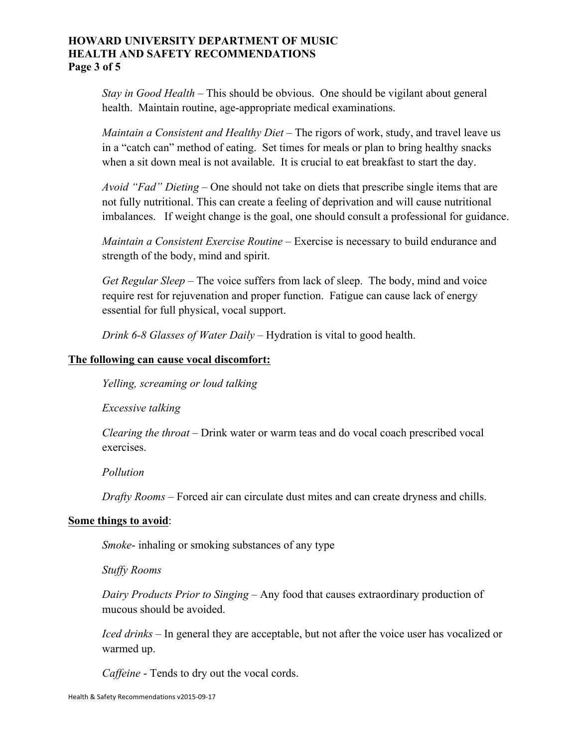*Stay in Good Health* – This should be obvious. One should be vigilant about general health. Maintain routine, age-appropriate medical examinations.

*Maintain a Consistent and Healthy Diet* – The rigors of work, study, and travel leave us in a "catch can" method of eating. Set times for meals or plan to bring healthy snacks when a sit down meal is not available. It is crucial to eat breakfast to start the day.

*Avoid "Fad" Dieting* – One should not take on diets that prescribe single items that are not fully nutritional. This can create a feeling of deprivation and will cause nutritional imbalances. If weight change is the goal, one should consult a professional for guidance.

*Maintain a Consistent Exercise Routine* – Exercise is necessary to build endurance and strength of the body, mind and spirit.

*Get Regular Sleep* – The voice suffers from lack of sleep. The body, mind and voice require rest for rejuvenation and proper function. Fatigue can cause lack of energy essential for full physical, vocal support.

*Drink 6-8 Glasses of Water Daily* – Hydration is vital to good health.

**The following can cause vocal discomfort:**

*Yelling, screaming or loud talking*

*Excessive talking*

*Clearing the throat* – Drink water or warm teas and do vocal coach prescribed vocal exercises.

*Pollution*

*Drafty Rooms* – Forced air can circulate dust mites and can create dryness and chills.

**Some things to avoid**:

*Smoke*- inhaling or smoking substances of any type

*Stuffy Rooms*

*Dairy Products Prior to Singing* – Any food that causes extraordinary production of mucous should be avoided.

*Iced drinks* – In general they are acceptable, but not after the voice user has vocalized or warmed up.

*Caffeine* - Tends to dry out the vocal cords.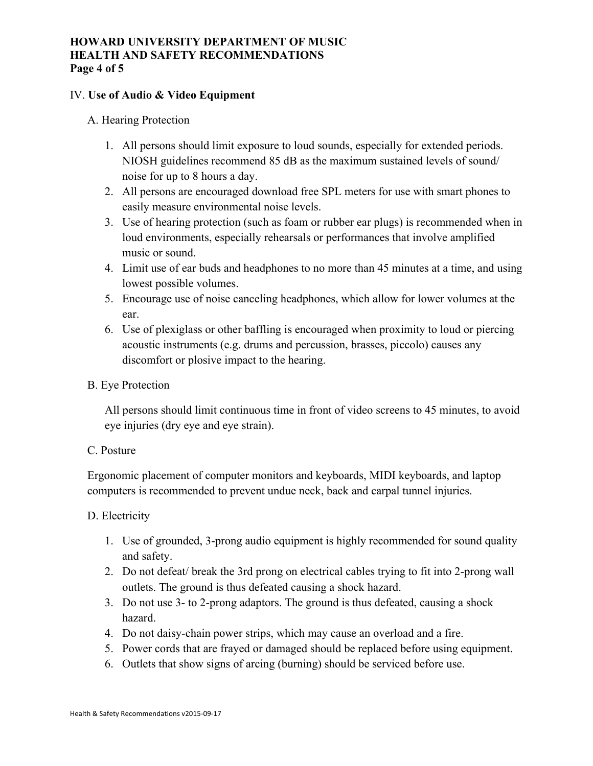## IV. **Use of Audio & Video Equipment**

### A. Hearing Protection

1. All persons should limit exposure to loud sounds, especially for extended periods. NIOSH guidelines recommend 85 dB as the maximum sustained levels of sound/ noise for up to 8 hours a day.
2. All persons are encouraged download free SPL meters for use with smart phones to easily measure environmental noise levels.
3. Use of hearing protection (such as foam or rubber ear plugs) is recommended when in loud environments, especially rehearsals or performances that involve amplified music or sound.
4. Limit use of ear buds and headphones to no more than 45 minutes at a time, and using lowest possible volumes.
5. Encourage use of noise canceling headphones, which allow for lower volumes at the ear.
6. Use of plexiglass or other baffling is encouraged when proximity to loud or piercing acoustic instruments (e.g. drums and percussion, brasses, piccolo) causes any discomfort or plosive impact to the hearing.

### B. Eye Protection

All persons should limit continuous time in front of video screens to 45 minutes, to avoid eye injuries (dry eye and eye strain).

### C. Posture

Ergonomic placement of computer monitors and keyboards, MIDI keyboards, and laptop computers is recommended to prevent undue neck, back and carpal tunnel injuries.

### D. Electricity

1. Use of grounded, 3-prong audio equipment is highly recommended for sound quality and safety.
2. Do not defeat/ break the 3rd prong on electrical cables trying to fit into 2-prong wall outlets. The ground is thus defeated causing a shock hazard.
3. Do not use 3- to 2-prong adaptors. The ground is thus defeated, causing a shock hazard.
4. Do not daisy-chain power strips, which may cause an overload and a fire.
5. Power cords that are frayed or damaged should be replaced before using equipment.
6. Outlets that show signs of arcing (burning) should be serviced before use.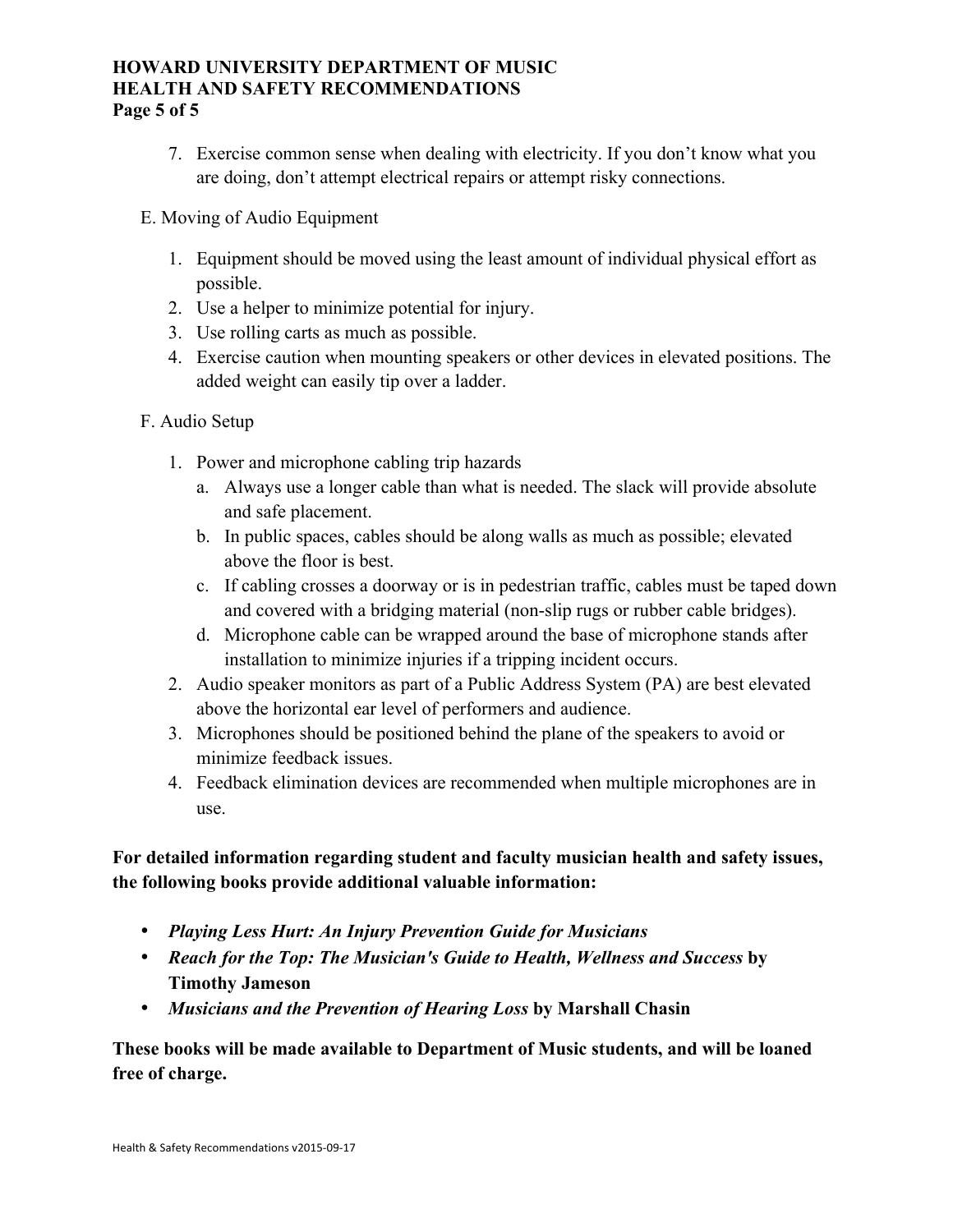7. Exercise common sense when dealing with electricity. If you don't know what you are doing, don't attempt electrical repairs or attempt risky connections.

E. Moving of Audio Equipment

1. Equipment should be moved using the least amount of individual physical effort as possible.
2. Use a helper to minimize potential for injury.
3. Use rolling carts as much as possible.
4. Exercise caution when mounting speakers or other devices in elevated positions. The added weight can easily tip over a ladder.

F. Audio Setup

1. Power and microphone cabling trip hazards
   a. Always use a longer cable than what is needed. The slack will provide absolute and safe placement.
   b. In public spaces, cables should be along walls as much as possible; elevated above the floor is best.
   c. If cabling crosses a doorway or is in pedestrian traffic, cables must be taped down and covered with a bridging material (non-slip rugs or rubber cable bridges).
   d. Microphone cable can be wrapped around the base of microphone stands after installation to minimize injuries if a tripping incident occurs.
2. Audio speaker monitors as part of a Public Address System (PA) are best elevated above the horizontal ear level of performers and audience.
3. Microphones should be positioned behind the plane of the speakers to avoid or minimize feedback issues.
4. Feedback elimination devices are recommended when multiple microphones are in use.

**For detailed information regarding student and faculty musician health and safety issues, the following books provide additional valuable information:**

- ***Playing Less Hurt: An Injury Prevention Guide for Musicians***
- ***Reach for the Top: The Musician's Guide to Health, Wellness and Success* by Timothy Jameson**
- ***Musicians and the Prevention of Hearing Loss* by Marshall Chasin**

**These books will be made available to Department of Music students, and will be loaned free of charge.**